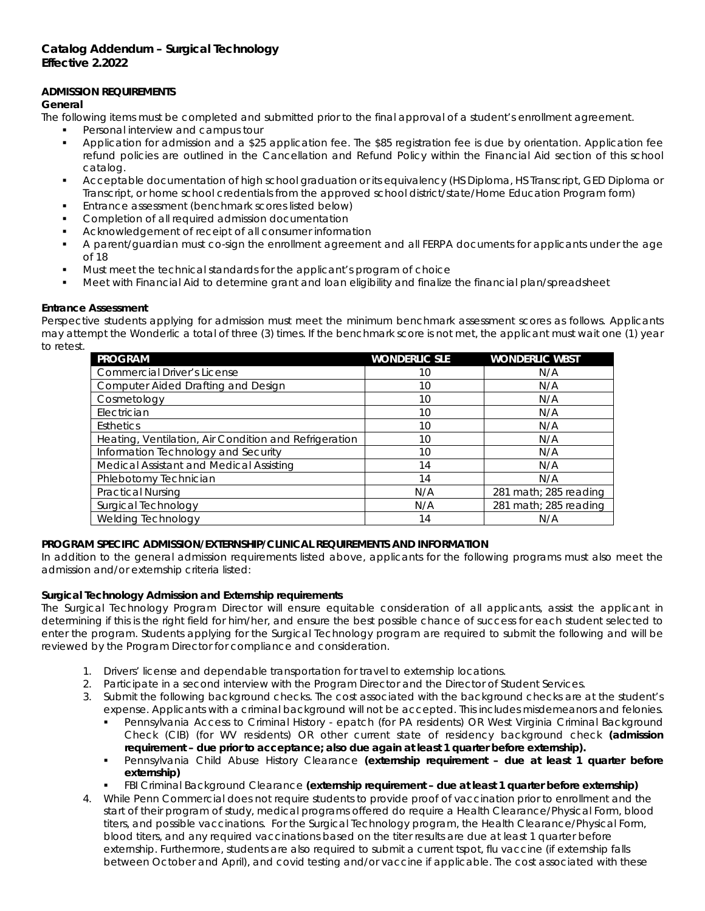**Catalog Addendum – Surgical Technology**
**Effective 2.2022**

**ADMISSION REQUIREMENTS**

**General**

The following items must be completed and submitted prior to the final approval of a student's enrollment agreement.

- Personal interview and campus tour
- Application for admission and a $25 application fee. The $85 registration fee is due by orientation. Application fee refund policies are outlined in the Cancellation and Refund Policy within the Financial Aid section of this school catalog.
- Acceptable documentation of high school graduation or its equivalency (HS Diploma, HS Transcript, GED Diploma or Transcript, or home school credentials from the approved school district/state/Home Education Program form)
- Entrance assessment (benchmark scores listed below)
- Completion of all required admission documentation
- Acknowledgement of receipt of all consumer information
- A parent/guardian must co-sign the enrollment agreement and all FERPA documents for applicants under the age of 18
- Must meet the technical standards for the applicant's program of choice
- Meet with Financial Aid to determine grant and loan eligibility and finalize the financial plan/spreadsheet

**Entrance Assessment**

Perspective students applying for admission must meet the minimum benchmark assessment scores as follows. Applicants may attempt the Wonderlic a total of three (3) times. If the benchmark score is not met, the applicant must wait one (1) year to retest.

| PROGRAM | WONDERLIC SLE | WONDERLIC WBST |
|---|---|---|
| Commercial Driver's License | 10 | N/A |
| Computer Aided Drafting and Design | 10 | N/A |
| Cosmetology | 10 | N/A |
| Electrician | 10 | N/A |
| Esthetics | 10 | N/A |
| Heating, Ventilation, Air Condition and Refrigeration | 10 | N/A |
| Information Technology and Security | 10 | N/A |
| Medical Assistant and Medical Assisting | 14 | N/A |
| Phlebotomy Technician | 14 | N/A |
| Practical Nursing | N/A | 281 math; 285 reading |
| Surgical Technology | N/A | 281 math; 285 reading |
| Welding Technology | 14 | N/A |

**PROGRAM SPECIFIC ADMISSION/EXTERNSHIP/CLINICAL REQUIREMENTS AND INFORMATION**

In addition to the general admission requirements listed above, applicants for the following programs must also meet the admission and/or externship criteria listed:

**Surgical Technology Admission and Externship requirements**

The Surgical Technology Program Director will ensure equitable consideration of all applicants, assist the applicant in determining if this is the right field for him/her, and ensure the best possible chance of success for each student selected to enter the program. Students applying for the Surgical Technology program are required to submit the following and will be reviewed by the Program Director for compliance and consideration.

1. Drivers' license and dependable transportation for travel to externship locations.
2. Participate in a second interview with the Program Director and the Director of Student Services.
3. Submit the following background checks. The cost associated with the background checks are at the student's expense. Applicants with a criminal background will not be accepted. This includes misdemeanors and felonies.
   - Pennsylvania Access to Criminal History - epatch (for PA residents) OR West Virginia Criminal Background Check (CIB) (for WV residents) OR other current state of residency background check **(admission requirement – due prior to acceptance; also due again at least 1 quarter before externship).**
   - Pennsylvania Child Abuse History Clearance **(externship requirement – due at least 1 quarter before externship)**
   - FBI Criminal Background Clearance **(externship requirement – due at least 1 quarter before externship)**
4. While Penn Commercial does not require students to provide proof of vaccination prior to enrollment and the start of their program of study, medical programs offered do require a Health Clearance/Physical Form, blood titers, and possible vaccinations. For the Surgical Technology program, the Health Clearance/Physical Form, blood titers, and any required vaccinations based on the titer results are due at least 1 quarter before externship. Furthermore, students are also required to submit a current tspot, flu vaccine (if externship falls between October and April), and covid testing and/or vaccine if applicable. The cost associated with these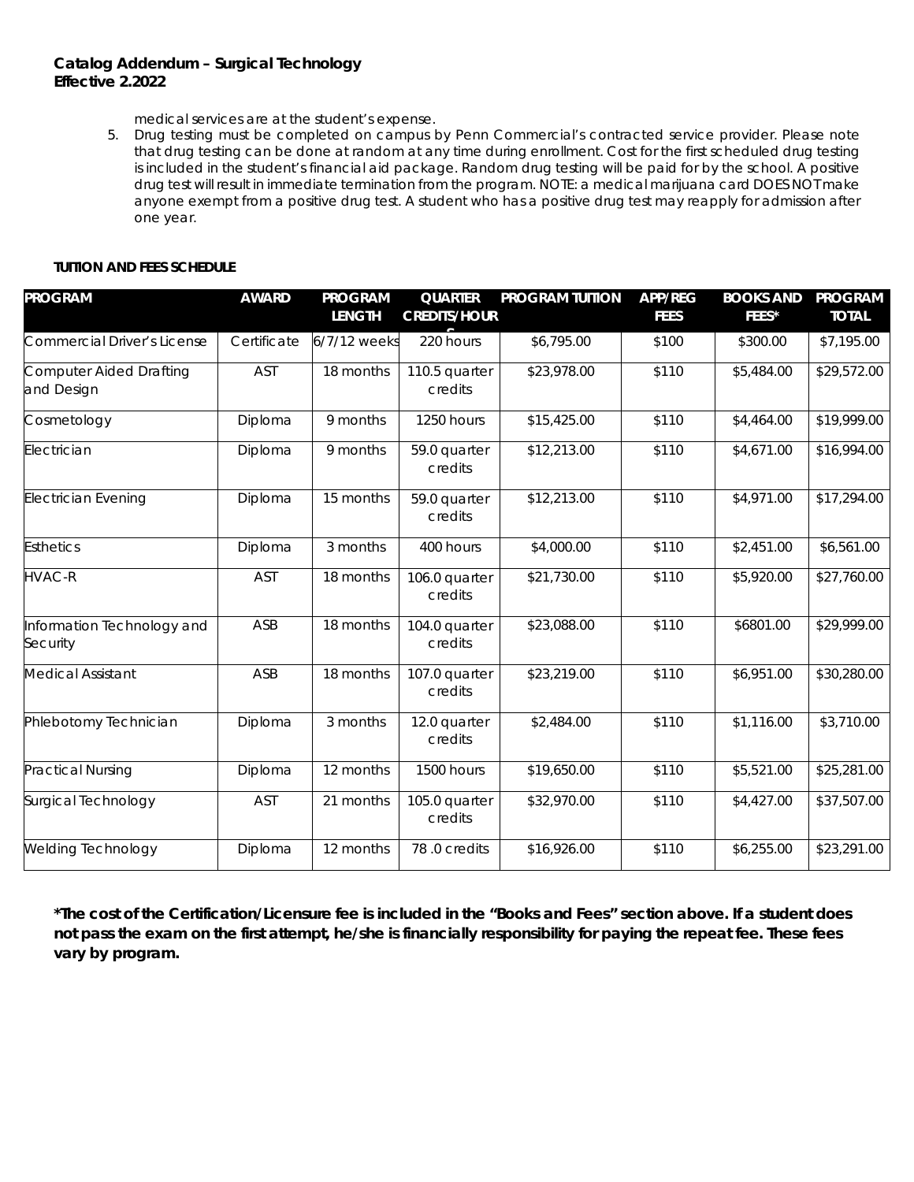medical services are at the student's expense.

5. Drug testing must be completed on campus by Penn Commercial's contracted service provider. Please note that drug testing can be done at random at any time during enrollment. Cost for the first scheduled drug testing is included in the student's financial aid package. Random drug testing will be paid for by the school. A positive drug test will result in immediate termination from the program. NOTE: a medical marijuana card DOES NOT make anyone exempt from a positive drug test. A student who has a positive drug test may reapply for admission after one year.

**TUITION AND FEES SCHEDULE**

| PROGRAM | AWARD | PROGRAM LENGTH | QUARTER CREDITS/HOURS | PROGRAM TUITION | APP/REG FEES | BOOKS AND FEES* | PROGRAM TOTAL |
|---|---|---|---|---|---|---|---|
| Commercial Driver's License | Certificate | 6/7/12 weeks | 220 hours | $6,795.00 | $100 | $300.00 | $7,195.00 |
| Computer Aided Drafting and Design | AST | 18 months | 110.5 quarter credits | $23,978.00 | $110 | $5,484.00 | $29,572.00 |
| Cosmetology | Diploma | 9 months | 1250 hours | $15,425.00 | $110 | $4,464.00 | $19,999.00 |
| Electrician | Diploma | 9 months | 59.0 quarter credits | $12,213.00 | $110 | $4,671.00 | $16,994.00 |
| Electrician Evening | Diploma | 15 months | 59.0 quarter credits | $12,213.00 | $110 | $4,971.00 | $17,294.00 |
| Esthetics | Diploma | 3 months | 400 hours | $4,000.00 | $110 | $2,451.00 | $6,561.00 |
| HVAC-R | AST | 18 months | 106.0 quarter credits | $21,730.00 | $110 | $5,920.00 | $27,760.00 |
| Information Technology and Security | ASB | 18 months | 104.0 quarter credits | $23,088.00 | $110 | $6801.00 | $29,999.00 |
| Medical Assistant | ASB | 18 months | 107.0 quarter credits | $23,219.00 | $110 | $6,951.00 | $30,280.00 |
| Phlebotomy Technician | Diploma | 3 months | 12.0 quarter credits | $2,484.00 | $110 | $1,116.00 | $3,710.00 |
| Practical Nursing | Diploma | 12 months | 1500 hours | $19,650.00 | $110 | $5,521.00 | $25,281.00 |
| Surgical Technology | AST | 21 months | 105.0 quarter credits | $32,970.00 | $110 | $4,427.00 | $37,507.00 |
| Welding Technology | Diploma | 12 months | 78 .0 credits | $16,926.00 | $110 | $6,255.00 | $23,291.00 |

**\*The cost of the Certification/Licensure fee is included in the "Books and Fees" section above. If a student does not pass the exam on the first attempt, he/she is financially responsibility for paying the repeat fee. These fees vary by program.**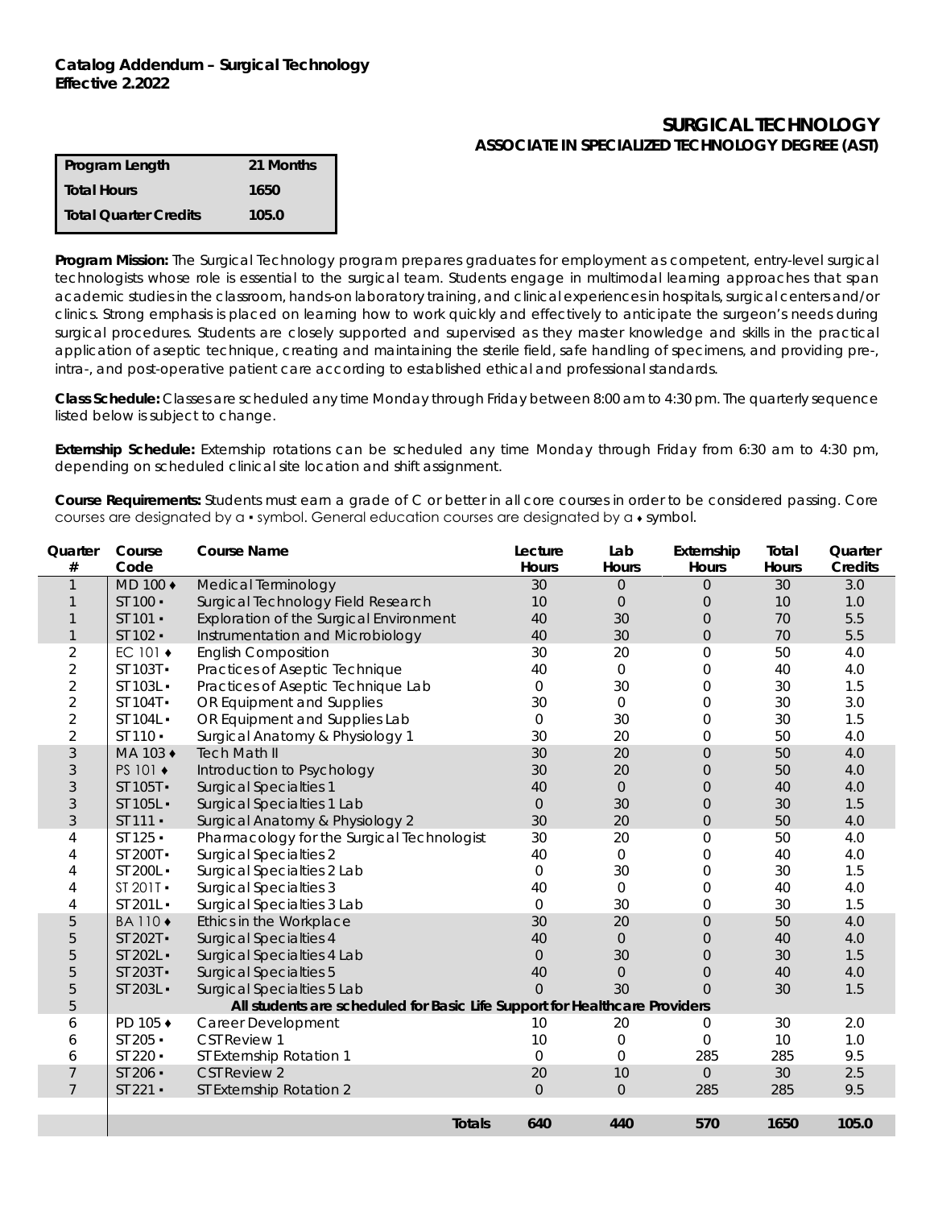**Catalog Addendum – Surgical Technology**
**Effective 2.2022**

# SURGICAL TECHNOLOGY
## ASSOCIATE IN SPECIALIZED TECHNOLOGY DEGREE (AST)

| Program Length | 21 Months |
|---|---|
| Total Hours | 1650 |
| Total Quarter Credits | 105.0 |

**Program Mission:** The Surgical Technology program prepares graduates for employment as competent, entry-level surgical technologists whose role is essential to the surgical team. Students engage in multimodal learning approaches that span academic studies in the classroom, hands-on laboratory training, and clinical experiences in hospitals, surgical centers and/or clinics. Strong emphasis is placed on learning how to work quickly and effectively to anticipate the surgeon's needs during surgical procedures. Students are closely supported and supervised as they master knowledge and skills in the practical application of aseptic technique, creating and maintaining the sterile field, safe handling of specimens, and providing pre-, intra-, and post-operative patient care according to established ethical and professional standards.

**Class Schedule:** Classes are scheduled any time Monday through Friday between 8:00 am to 4:30 pm. The quarterly sequence listed below is subject to change.

**Externship Schedule:** Externship rotations can be scheduled any time Monday through Friday from 6:30 am to 4:30 pm, depending on scheduled clinical site location and shift assignment.

**Course Requirements:** Students must earn a grade of C or better in all core courses in order to be considered passing. Core courses are designated by a ▪ symbol. General education courses are designated by a ♦ symbol.

| Quarter # | Course Code | Course Name | Lecture Hours | Lab Hours | Externship Hours | Total Hours | Quarter Credits |
|---|---|---|---|---|---|---|---|
| 1 | MD 100 ♦ | Medical Terminology | 30 | 0 | 0 | 30 | 3.0 |
| 1 | ST 100 ▪ | Surgical Technology Field Research | 10 | 0 | 0 | 10 | 1.0 |
| 1 | ST 101 ▪ | Exploration of the Surgical Environment | 40 | 30 | 0 | 70 | 5.5 |
| 1 | ST 102 ▪ | Instrumentation and Microbiology | 40 | 30 | 0 | 70 | 5.5 |
| 2 | EC 101 ♦ | English Composition | 30 | 20 | 0 | 50 | 4.0 |
| 2 | ST 103T ▪ | Practices of Aseptic Technique | 40 | 0 | 0 | 40 | 4.0 |
| 2 | ST 103L ▪ | Practices of Aseptic Technique Lab | 0 | 30 | 0 | 30 | 1.5 |
| 2 | ST 104T ▪ | OR Equipment and Supplies | 30 | 0 | 0 | 30 | 3.0 |
| 2 | ST 104L ▪ | OR Equipment and Supplies Lab | 0 | 30 | 0 | 30 | 1.5 |
| 2 | ST 110 ▪ | Surgical Anatomy & Physiology 1 | 30 | 20 | 0 | 50 | 4.0 |
| 3 | MA 103 ♦ | Tech Math II | 30 | 20 | 0 | 50 | 4.0 |
| 3 | PS 101 ♦ | Introduction to Psychology | 30 | 20 | 0 | 50 | 4.0 |
| 3 | ST 105T ▪ | Surgical Specialties 1 | 40 | 0 | 0 | 40 | 4.0 |
| 3 | ST 105L ▪ | Surgical Specialties 1 Lab | 0 | 30 | 0 | 30 | 1.5 |
| 3 | ST 111 ▪ | Surgical Anatomy & Physiology 2 | 30 | 20 | 0 | 50 | 4.0 |
| 4 | ST 125 ▪ | Pharmacology for the Surgical Technologist | 30 | 20 | 0 | 50 | 4.0 |
| 4 | ST 200T ▪ | Surgical Specialties 2 | 40 | 0 | 0 | 40 | 4.0 |
| 4 | ST 200L ▪ | Surgical Specialties 2 Lab | 0 | 30 | 0 | 30 | 1.5 |
| 4 | ST 201T ▪ | Surgical Specialties 3 | 40 | 0 | 0 | 40 | 4.0 |
| 4 | ST 201L ▪ | Surgical Specialties 3 Lab | 0 | 30 | 0 | 30 | 1.5 |
| 5 | BA 110 ♦ | Ethics in the Workplace | 30 | 20 | 0 | 50 | 4.0 |
| 5 | ST 202T ▪ | Surgical Specialties 4 | 40 | 0 | 0 | 40 | 4.0 |
| 5 | ST 202L ▪ | Surgical Specialties 4 Lab | 0 | 30 | 0 | 30 | 1.5 |
| 5 | ST 203T ▪ | Surgical Specialties 5 | 40 | 0 | 0 | 40 | 4.0 |
| 5 | ST 203L ▪ | Surgical Specialties 5 Lab | 0 | 30 | 0 | 30 | 1.5 |
| 5 | | **All students are scheduled for Basic Life Support for Healthcare Providers** | | | | | |
| 6 | PD 105 ♦ | Career Development | 10 | 20 | 0 | 30 | 2.0 |
| 6 | ST 205 ▪ | CST Review 1 | 10 | 0 | 0 | 10 | 1.0 |
| 6 | ST 220 ▪ | ST Externship Rotation 1 | 0 | 0 | 285 | 285 | 9.5 |
| 7 | ST 206 ▪ | CST Review 2 | 20 | 10 | 0 | 30 | 2.5 |
| 7 | ST 221 ▪ | ST Externship Rotation 2 | 0 | 0 | 285 | 285 | 9.5 |
| | | **Totals** | **640** | **440** | **570** | **1650** | **105.0** |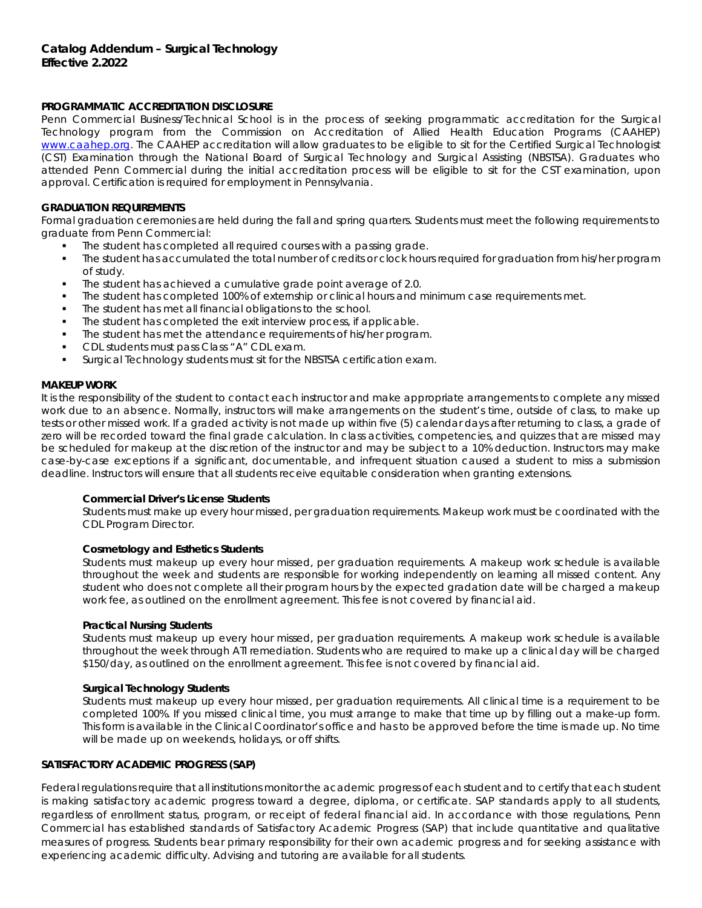**Catalog Addendum – Surgical Technology**
**Effective 2.2022**

## PROGRAMMATIC ACCREDITATION DISCLOSURE

Penn Commercial Business/Technical School is in the process of seeking programmatic accreditation for the Surgical Technology program from the Commission on Accreditation of Allied Health Education Programs (CAAHEP) www.caahep.org. The CAAHEP accreditation will allow graduates to be eligible to sit for the Certified Surgical Technologist (CST) Examination through the National Board of Surgical Technology and Surgical Assisting (NBSTSA). Graduates who attended Penn Commercial during the initial accreditation process will be eligible to sit for the CST examination, upon approval. Certification is required for employment in Pennsylvania.

## GRADUATION REQUIREMENTS

Formal graduation ceremonies are held during the fall and spring quarters. Students must meet the following requirements to graduate from Penn Commercial:

- The student has completed all required courses with a passing grade.
- The student has accumulated the total number of credits or clock hours required for graduation from his/her program of study.
- The student has achieved a cumulative grade point average of 2.0.
- The student has completed 100% of externship or clinical hours and minimum case requirements met.
- The student has met all financial obligations to the school.
- The student has completed the exit interview process, if applicable.
- The student has met the attendance requirements of his/her program.
- CDL students must pass Class "A" CDL exam.
- Surgical Technology students must sit for the NBSTSA certification exam.

## MAKEUP WORK

It is the responsibility of the student to contact each instructor and make appropriate arrangements to complete any missed work due to an absence. Normally, instructors will make arrangements on the student's time, outside of class, to make up tests or other missed work. If a graded activity is not made up within five (5) calendar days after returning to class, a grade of zero will be recorded toward the final grade calculation. In class activities, competencies, and quizzes that are missed may be scheduled for makeup at the discretion of the instructor and may be subject to a 10% deduction. Instructors may make case-by-case exceptions if a significant, documentable, and infrequent situation caused a student to miss a submission deadline. Instructors will ensure that all students receive equitable consideration when granting extensions.

### Commercial Driver's License Students

Students must make up every hour missed, per graduation requirements. Makeup work must be coordinated with the CDL Program Director.

### Cosmetology and Esthetics Students

Students must makeup up every hour missed, per graduation requirements. A makeup work schedule is available throughout the week and students are responsible for working independently on learning all missed content. Any student who does not complete all their program hours by the expected gradation date will be charged a makeup work fee, as outlined on the enrollment agreement. This fee is not covered by financial aid.

### Practical Nursing Students

Students must makeup up every hour missed, per graduation requirements. A makeup work schedule is available throughout the week through ATI remediation. Students who are required to make up a clinical day will be charged \$150/day, as outlined on the enrollment agreement. This fee is not covered by financial aid.

### Surgical Technology Students

Students must makeup up every hour missed, per graduation requirements. All clinical time is a requirement to be completed 100%. If you missed clinical time, you must arrange to make that time up by filling out a make-up form. This form is available in the Clinical Coordinator's office and has to be approved before the time is made up. No time will be made up on weekends, holidays, or off shifts.

## SATISFACTORY ACADEMIC PROGRESS (SAP)

Federal regulations require that all institutions monitor the academic progress of each student and to certify that each student is making satisfactory academic progress toward a degree, diploma, or certificate. SAP standards apply to all students, regardless of enrollment status, program, or receipt of federal financial aid. In accordance with those regulations, Penn Commercial has established standards of Satisfactory Academic Progress (SAP) that include quantitative and qualitative measures of progress. Students bear primary responsibility for their own academic progress and for seeking assistance with experiencing academic difficulty. Advising and tutoring are available for all students.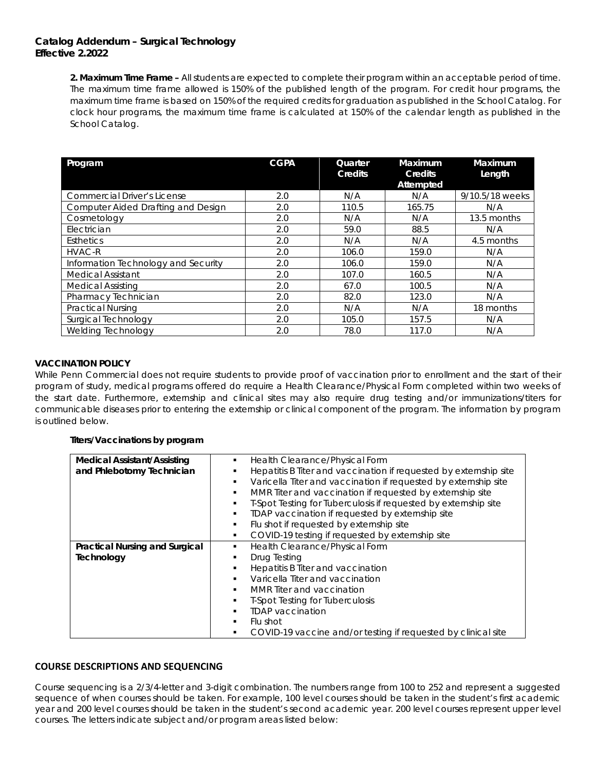**Catalog Addendum – Surgical Technology**
**Effective 2.2022**

**2. Maximum Time Frame –** All students are expected to complete their program within an acceptable period of time. The maximum time frame allowed is 150% of the published length of the program. For credit hour programs, the maximum time frame is based on 150% of the required credits for graduation as published in the School Catalog. For clock hour programs, the maximum time frame is calculated at 150% of the calendar length as published in the School Catalog.

| Program | CGPA | Quarter Credits | Maximum Credits Attempted | Maximum Length |
|---|---|---|---|---|
| Commercial Driver's License | 2.0 | N/A | N/A | 9/10.5/18 weeks |
| Computer Aided Drafting and Design | 2.0 | 110.5 | 165.75 | N/A |
| Cosmetology | 2.0 | N/A | N/A | 13.5 months |
| Electrician | 2.0 | 59.0 | 88.5 | N/A |
| Esthetics | 2.0 | N/A | N/A | 4.5 months |
| HVAC-R | 2.0 | 106.0 | 159.0 | N/A |
| Information Technology and Security | 2.0 | 106.0 | 159.0 | N/A |
| Medical Assistant | 2.0 | 107.0 | 160.5 | N/A |
| Medical Assisting | 2.0 | 67.0 | 100.5 | N/A |
| Pharmacy Technician | 2.0 | 82.0 | 123.0 | N/A |
| Practical Nursing | 2.0 | N/A | N/A | 18 months |
| Surgical Technology | 2.0 | 105.0 | 157.5 | N/A |
| Welding Technology | 2.0 | 78.0 | 117.0 | N/A |

**VACCINATION POLICY**

While Penn Commercial does not require students to provide proof of vaccination prior to enrollment and the start of their program of study, medical programs offered do require a Health Clearance/Physical Form completed within two weeks of the start date. Furthermore, externship and clinical sites may also require drug testing and/or immunizations/titers for communicable diseases prior to entering the externship or clinical component of the program. The information by program is outlined below.

**Titers/Vaccinations by program**

| Program | Requirements |
|---|---|
| **Medical Assistant/Assisting and Phlebotomy Technician** | ▪ Health Clearance/Physical Form<br>▪ Hepatitis B Titer and vaccination if requested by externship site<br>▪ Varicella Titer and vaccination if requested by externship site<br>▪ MMR Titer and vaccination if requested by externship site<br>▪ T-Spot Testing for Tuberculosis if requested by externship site<br>▪ TDAP vaccination if requested by externship site<br>▪ Flu shot if requested by externship site<br>▪ COVID-19 testing if requested by externship site |
| **Practical Nursing and Surgical Technology** | ▪ Health Clearance/Physical Form<br>▪ Drug Testing<br>▪ Hepatitis B Titer and vaccination<br>▪ Varicella Titer and vaccination<br>▪ MMR Titer and vaccination<br>▪ T-Spot Testing for Tuberculosis<br>▪ TDAP vaccination<br>▪ Flu shot<br>▪ COVID-19 vaccine and/or testing if requested by clinical site |

**COURSE DESCRIPTIONS AND SEQUENCING**

Course sequencing is a 2/3/4-letter and 3-digit combination. The numbers range from 100 to 252 and represent a suggested sequence of when courses should be taken. For example, 100 level courses should be taken in the student's first academic year and 200 level courses should be taken in the student's second academic year. 200 level courses represent upper level courses. The letters indicate subject and/or program areas listed below: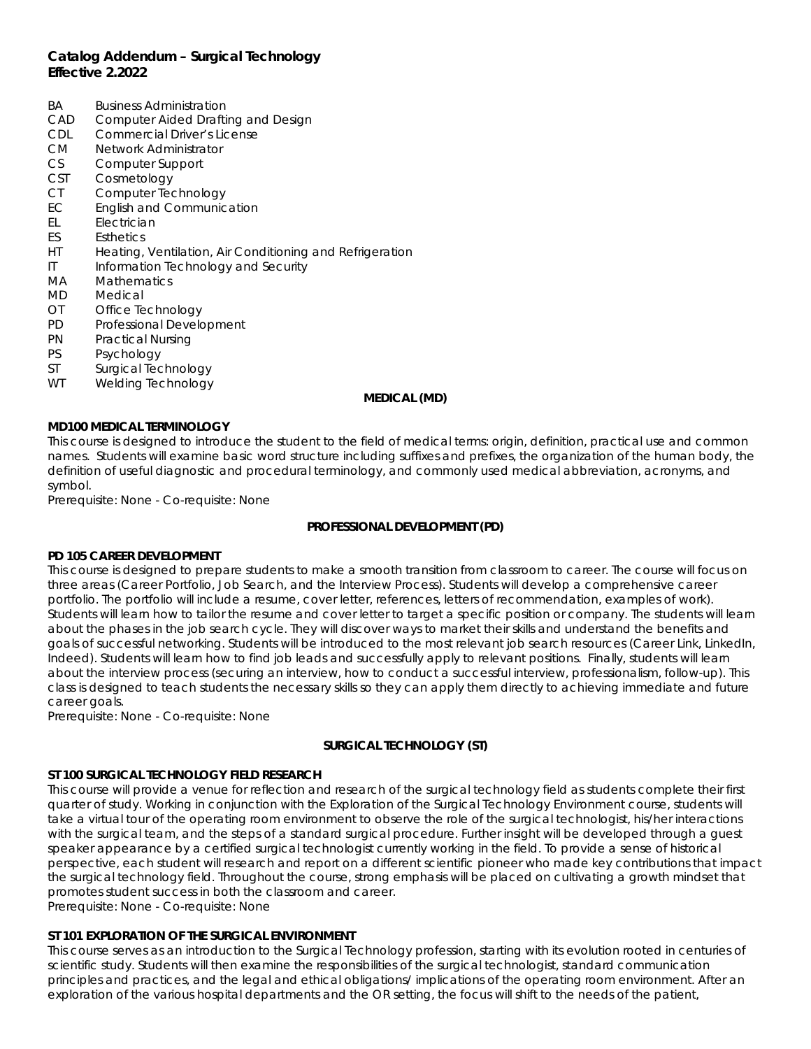**Catalog Addendum – Surgical Technology**
**Effective 2.2022**

| | |
|---|---|
| BA | Business Administration |
| CAD | Computer Aided Drafting and Design |
| CDL | Commercial Driver's License |
| CM | Network Administrator |
| CS | Computer Support |
| CST | Cosmetology |
| CT | Computer Technology |
| EC | English and Communication |
| EL | Electrician |
| ES | Esthetics |
| HT | Heating, Ventilation, Air Conditioning and Refrigeration |
| IT | Information Technology and Security |
| MA | Mathematics |
| MD | Medical |
| OT | Office Technology |
| PD | Professional Development |
| PN | Practical Nursing |
| PS | Psychology |
| ST | Surgical Technology |
| WT | Welding Technology |

## MEDICAL (MD)

### MD100 MEDICAL TERMINOLOGY

This course is designed to introduce the student to the field of medical terms: origin, definition, practical use and common names. Students will examine basic word structure including suffixes and prefixes, the organization of the human body, the definition of useful diagnostic and procedural terminology, and commonly used medical abbreviation, acronyms, and symbol.

Prerequisite: None - Co-requisite: None

## PROFESSIONAL DEVELOPMENT (PD)

### PD 105 CAREER DEVELOPMENT

This course is designed to prepare students to make a smooth transition from classroom to career. The course will focus on three areas (Career Portfolio, Job Search, and the Interview Process). Students will develop a comprehensive career portfolio. The portfolio will include a resume, cover letter, references, letters of recommendation, examples of work). Students will learn how to tailor the resume and cover letter to target a specific position or company. The students will learn about the phases in the job search cycle. They will discover ways to market their skills and understand the benefits and goals of successful networking. Students will be introduced to the most relevant job search resources (Career Link, LinkedIn, Indeed). Students will learn how to find job leads and successfully apply to relevant positions. Finally, students will learn about the interview process (securing an interview, how to conduct a successful interview, professionalism, follow-up). This class is designed to teach students the necessary skills so they can apply them directly to achieving immediate and future career goals.

Prerequisite: None - Co-requisite: None

## SURGICAL TECHNOLOGY (ST)

### ST 100 SURGICAL TECHNOLOGY FIELD RESEARCH

This course will provide a venue for reflection and research of the surgical technology field as students complete their first quarter of study. Working in conjunction with the Exploration of the Surgical Technology Environment course, students will take a virtual tour of the operating room environment to observe the role of the surgical technologist, his/her interactions with the surgical team, and the steps of a standard surgical procedure. Further insight will be developed through a guest speaker appearance by a certified surgical technologist currently working in the field. To provide a sense of historical perspective, each student will research and report on a different scientific pioneer who made key contributions that impact the surgical technology field. Throughout the course, strong emphasis will be placed on cultivating a growth mindset that promotes student success in both the classroom and career.

Prerequisite: None - Co-requisite: None

### ST 101 EXPLORATION OF THE SURGICAL ENVIRONMENT

This course serves as an introduction to the Surgical Technology profession, starting with its evolution rooted in centuries of scientific study. Students will then examine the responsibilities of the surgical technologist, standard communication principles and practices, and the legal and ethical obligations/ implications of the operating room environment. After an exploration of the various hospital departments and the OR setting, the focus will shift to the needs of the patient,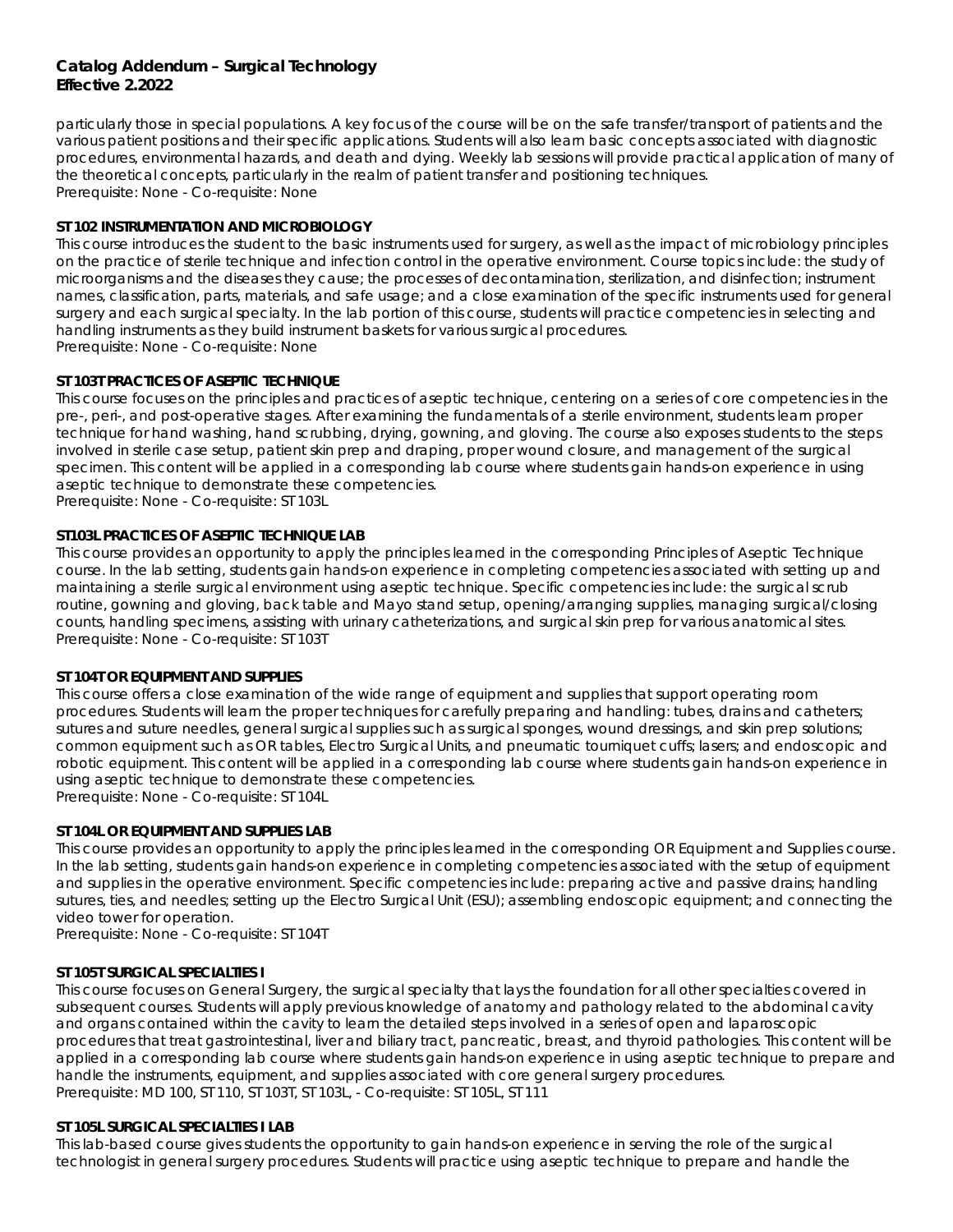particularly those in special populations. A key focus of the course will be on the safe transfer/transport of patients and the various patient positions and their specific applications. Students will also learn basic concepts associated with diagnostic procedures, environmental hazards, and death and dying. Weekly lab sessions will provide practical application of many of the theoretical concepts, particularly in the realm of patient transfer and positioning techniques.
Prerequisite: None - Co-requisite: None

**ST 102 INSTRUMENTATION AND MICROBIOLOGY**
This course introduces the student to the basic instruments used for surgery, as well as the impact of microbiology principles on the practice of sterile technique and infection control in the operative environment. Course topics include: the study of microorganisms and the diseases they cause; the processes of decontamination, sterilization, and disinfection; instrument names, classification, parts, materials, and safe usage; and a close examination of the specific instruments used for general surgery and each surgical specialty. In the lab portion of this course, students will practice competencies in selecting and handling instruments as they build instrument baskets for various surgical procedures.
Prerequisite: None - Co-requisite: None

**ST 103T PRACTICES OF ASEPTIC TECHNIQUE**
This course focuses on the principles and practices of aseptic technique, centering on a series of core competencies in the pre-, peri-, and post-operative stages. After examining the fundamentals of a sterile environment, students learn proper technique for hand washing, hand scrubbing, drying, gowning, and gloving. The course also exposes students to the steps involved in sterile case setup, patient skin prep and draping, proper wound closure, and management of the surgical specimen. This content will be applied in a corresponding lab course where students gain hands-on experience in using aseptic technique to demonstrate these competencies.
Prerequisite: None - Co-requisite: ST 103L

**ST103L PRACTICES OF ASEPTIC TECHNIQUE LAB**
This course provides an opportunity to apply the principles learned in the corresponding Principles of Aseptic Technique course. In the lab setting, students gain hands-on experience in completing competencies associated with setting up and maintaining a sterile surgical environment using aseptic technique. Specific competencies include: the surgical scrub routine, gowning and gloving, back table and Mayo stand setup, opening/arranging supplies, managing surgical/closing counts, handling specimens, assisting with urinary catheterizations, and surgical skin prep for various anatomical sites.
Prerequisite: None - Co-requisite: ST 103T

**ST 104T OR EQUIPMENT AND SUPPLIES**
This course offers a close examination of the wide range of equipment and supplies that support operating room procedures. Students will learn the proper techniques for carefully preparing and handling: tubes, drains and catheters; sutures and suture needles, general surgical supplies such as surgical sponges, wound dressings, and skin prep solutions; common equipment such as OR tables, Electro Surgical Units, and pneumatic tourniquet cuffs; lasers; and endoscopic and robotic equipment. This content will be applied in a corresponding lab course where students gain hands-on experience in using aseptic technique to demonstrate these competencies.
Prerequisite: None - Co-requisite: ST 104L

**ST 104L OR EQUIPMENT AND SUPPLIES LAB**
This course provides an opportunity to apply the principles learned in the corresponding OR Equipment and Supplies course. In the lab setting, students gain hands-on experience in completing competencies associated with the setup of equipment and supplies in the operative environment. Specific competencies include: preparing active and passive drains; handling sutures, ties, and needles; setting up the Electro Surgical Unit (ESU); assembling endoscopic equipment; and connecting the video tower for operation.
Prerequisite: None - Co-requisite: ST 104T

**ST 105T SURGICAL SPECIALTIES I**
This course focuses on General Surgery, the surgical specialty that lays the foundation for all other specialties covered in subsequent courses. Students will apply previous knowledge of anatomy and pathology related to the abdominal cavity and organs contained within the cavity to learn the detailed steps involved in a series of open and laparoscopic procedures that treat gastrointestinal, liver and biliary tract, pancreatic, breast, and thyroid pathologies. This content will be applied in a corresponding lab course where students gain hands-on experience in using aseptic technique to prepare and handle the instruments, equipment, and supplies associated with core general surgery procedures.
Prerequisite: MD 100, ST 110, ST 103T, ST 103L, - Co-requisite: ST 105L, ST 111

**ST 105L SURGICAL SPECIALTIES I LAB**
This lab-based course gives students the opportunity to gain hands-on experience in serving the role of the surgical technologist in general surgery procedures. Students will practice using aseptic technique to prepare and handle the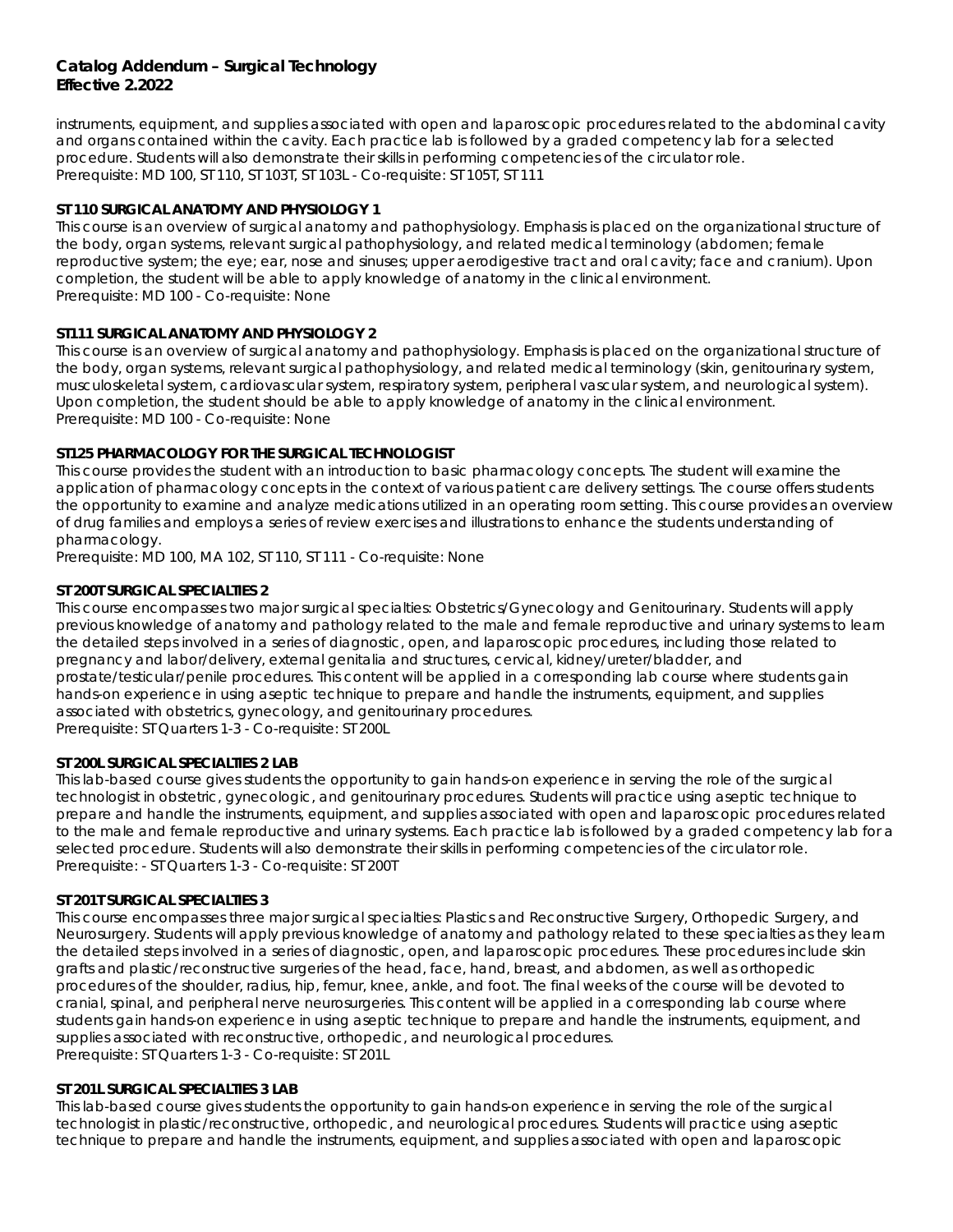instruments, equipment, and supplies associated with open and laparoscopic procedures related to the abdominal cavity and organs contained within the cavity. Each practice lab is followed by a graded competency lab for a selected procedure. Students will also demonstrate their skills in performing competencies of the circulator role.
Prerequisite: MD 100, ST 110, ST 103T, ST 103L - Co-requisite: ST 105T, ST 111

**ST 110 SURGICAL ANATOMY AND PHYSIOLOGY 1**
This course is an overview of surgical anatomy and pathophysiology. Emphasis is placed on the organizational structure of the body, organ systems, relevant surgical pathophysiology, and related medical terminology (abdomen; female reproductive system; the eye; ear, nose and sinuses; upper aerodigestive tract and oral cavity; face and cranium). Upon completion, the student will be able to apply knowledge of anatomy in the clinical environment.
Prerequisite: MD 100 - Co-requisite: None

**ST111 SURGICAL ANATOMY AND PHYSIOLOGY 2**
This course is an overview of surgical anatomy and pathophysiology. Emphasis is placed on the organizational structure of the body, organ systems, relevant surgical pathophysiology, and related medical terminology (skin, genitourinary system, musculoskeletal system, cardiovascular system, respiratory system, peripheral vascular system, and neurological system). Upon completion, the student should be able to apply knowledge of anatomy in the clinical environment.
Prerequisite: MD 100 - Co-requisite: None

**ST125 PHARMACOLOGY FOR THE SURGICAL TECHNOLOGIST**
This course provides the student with an introduction to basic pharmacology concepts. The student will examine the application of pharmacology concepts in the context of various patient care delivery settings. The course offers students the opportunity to examine and analyze medications utilized in an operating room setting. This course provides an overview of drug families and employs a series of review exercises and illustrations to enhance the students understanding of pharmacology.
Prerequisite: MD 100, MA 102, ST 110, ST 111 - Co-requisite: None

**ST 200T SURGICAL SPECIALTIES 2**
This course encompasses two major surgical specialties: Obstetrics/Gynecology and Genitourinary. Students will apply previous knowledge of anatomy and pathology related to the male and female reproductive and urinary systems to learn the detailed steps involved in a series of diagnostic, open, and laparoscopic procedures, including those related to pregnancy and labor/delivery, external genitalia and structures, cervical, kidney/ureter/bladder, and prostate/testicular/penile procedures. This content will be applied in a corresponding lab course where students gain hands-on experience in using aseptic technique to prepare and handle the instruments, equipment, and supplies associated with obstetrics, gynecology, and genitourinary procedures.
Prerequisite: ST Quarters 1-3 - Co-requisite: ST 200L

**ST 200L SURGICAL SPECIALTIES 2 LAB**
This lab-based course gives students the opportunity to gain hands-on experience in serving the role of the surgical technologist in obstetric, gynecologic, and genitourinary procedures. Students will practice using aseptic technique to prepare and handle the instruments, equipment, and supplies associated with open and laparoscopic procedures related to the male and female reproductive and urinary systems. Each practice lab is followed by a graded competency lab for a selected procedure. Students will also demonstrate their skills in performing competencies of the circulator role.
Prerequisite: - ST Quarters 1-3 - Co-requisite: ST 200T

**ST 201T SURGICAL SPECIALTIES 3**
This course encompasses three major surgical specialties: Plastics and Reconstructive Surgery, Orthopedic Surgery, and Neurosurgery. Students will apply previous knowledge of anatomy and pathology related to these specialties as they learn the detailed steps involved in a series of diagnostic, open, and laparoscopic procedures. These procedures include skin grafts and plastic/reconstructive surgeries of the head, face, hand, breast, and abdomen, as well as orthopedic procedures of the shoulder, radius, hip, femur, knee, ankle, and foot. The final weeks of the course will be devoted to cranial, spinal, and peripheral nerve neurosurgeries. This content will be applied in a corresponding lab course where students gain hands-on experience in using aseptic technique to prepare and handle the instruments, equipment, and supplies associated with reconstructive, orthopedic, and neurological procedures.
Prerequisite: ST Quarters 1-3 - Co-requisite: ST 201L

**ST 201L SURGICAL SPECIALTIES 3 LAB**
This lab-based course gives students the opportunity to gain hands-on experience in serving the role of the surgical technologist in plastic/reconstructive, orthopedic, and neurological procedures. Students will practice using aseptic technique to prepare and handle the instruments, equipment, and supplies associated with open and laparoscopic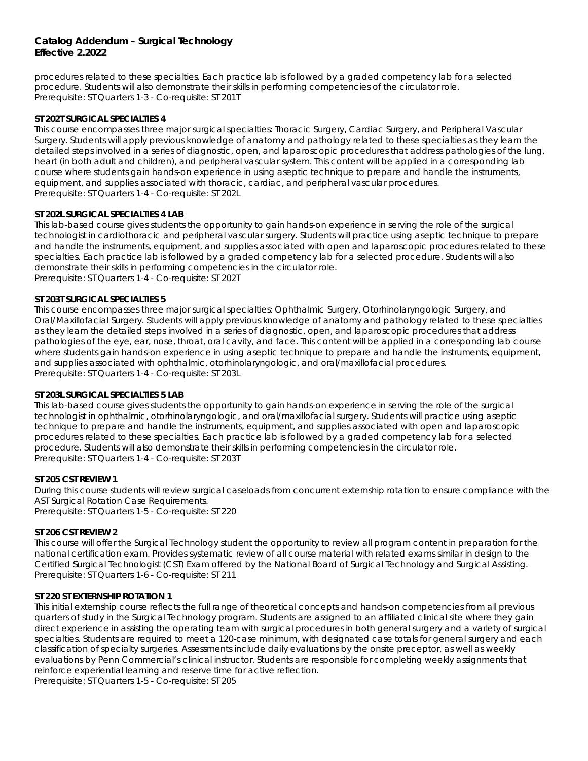procedures related to these specialties. Each practice lab is followed by a graded competency lab for a selected procedure. Students will also demonstrate their skills in performing competencies of the circulator role.
Prerequisite: ST Quarters 1-3 - Co-requisite: ST201T

**ST202T SURGICAL SPECIALTIES 4**

This course encompasses three major surgical specialties: Thoracic Surgery, Cardiac Surgery, and Peripheral Vascular Surgery. Students will apply previous knowledge of anatomy and pathology related to these specialties as they learn the detailed steps involved in a series of diagnostic, open, and laparoscopic procedures that address pathologies of the lung, heart (in both adult and children), and peripheral vascular system. This content will be applied in a corresponding lab course where students gain hands-on experience in using aseptic technique to prepare and handle the instruments, equipment, and supplies associated with thoracic, cardiac, and peripheral vascular procedures.
Prerequisite: ST Quarters 1-4 - Co-requisite: ST202L

**ST202L SURGICAL SPECIALTIES 4 LAB**

This lab-based course gives students the opportunity to gain hands-on experience in serving the role of the surgical technologist in cardiothoracic and peripheral vascular surgery. Students will practice using aseptic technique to prepare and handle the instruments, equipment, and supplies associated with open and laparoscopic procedures related to these specialties. Each practice lab is followed by a graded competency lab for a selected procedure. Students will also demonstrate their skills in performing competencies in the circulator role.
Prerequisite: ST Quarters 1-4 - Co-requisite: ST202T

**ST203T SURGICAL SPECIALTIES 5**

This course encompasses three major surgical specialties: Ophthalmic Surgery, Otorhinolaryngologic Surgery, and Oral/Maxillofacial Surgery. Students will apply previous knowledge of anatomy and pathology related to these specialties as they learn the detailed steps involved in a series of diagnostic, open, and laparoscopic procedures that address pathologies of the eye, ear, nose, throat, oral cavity, and face. This content will be applied in a corresponding lab course where students gain hands-on experience in using aseptic technique to prepare and handle the instruments, equipment, and supplies associated with ophthalmic, otorhinolaryngologic, and oral/maxillofacial procedures.
Prerequisite: ST Quarters 1-4 - Co-requisite: ST203L

**ST203L SURGICAL SPECIALTIES 5 LAB**

This lab-based course gives students the opportunity to gain hands-on experience in serving the role of the surgical technologist in ophthalmic, otorhinolaryngologic, and oral/maxillofacial surgery. Students will practice using aseptic technique to prepare and handle the instruments, equipment, and supplies associated with open and laparoscopic procedures related to these specialties. Each practice lab is followed by a graded competency lab for a selected procedure. Students will also demonstrate their skills in performing competencies in the circulator role.
Prerequisite: ST Quarters 1-4 - Co-requisite: ST203T

**ST205 CST REVIEW 1**

During this course students will review surgical caseloads from concurrent externship rotation to ensure compliance with the AST Surgical Rotation Case Requirements.
Prerequisite: ST Quarters 1-5 - Co-requisite: ST220

**ST206 CST REVIEW 2**

This course will offer the Surgical Technology student the opportunity to review all program content in preparation for the national certification exam. Provides systematic review of all course material with related exams similar in design to the Certified Surgical Technologist (CST) Exam offered by the National Board of Surgical Technology and Surgical Assisting.
Prerequisite: ST Quarters 1-6 - Co-requisite: ST211

**ST220 ST EXTERNSHIP ROTATION 1**

This initial externship course reflects the full range of theoretical concepts and hands-on competencies from all previous quarters of study in the Surgical Technology program. Students are assigned to an affiliated clinical site where they gain direct experience in assisting the operating team with surgical procedures in both general surgery and a variety of surgical specialties. Students are required to meet a 120-case minimum, with designated case totals for general surgery and each classification of specialty surgeries. Assessments include daily evaluations by the onsite preceptor, as well as weekly evaluations by Penn Commercial's clinical instructor. Students are responsible for completing weekly assignments that reinforce experiential learning and reserve time for active reflection.
Prerequisite: ST Quarters 1-5 - Co-requisite: ST205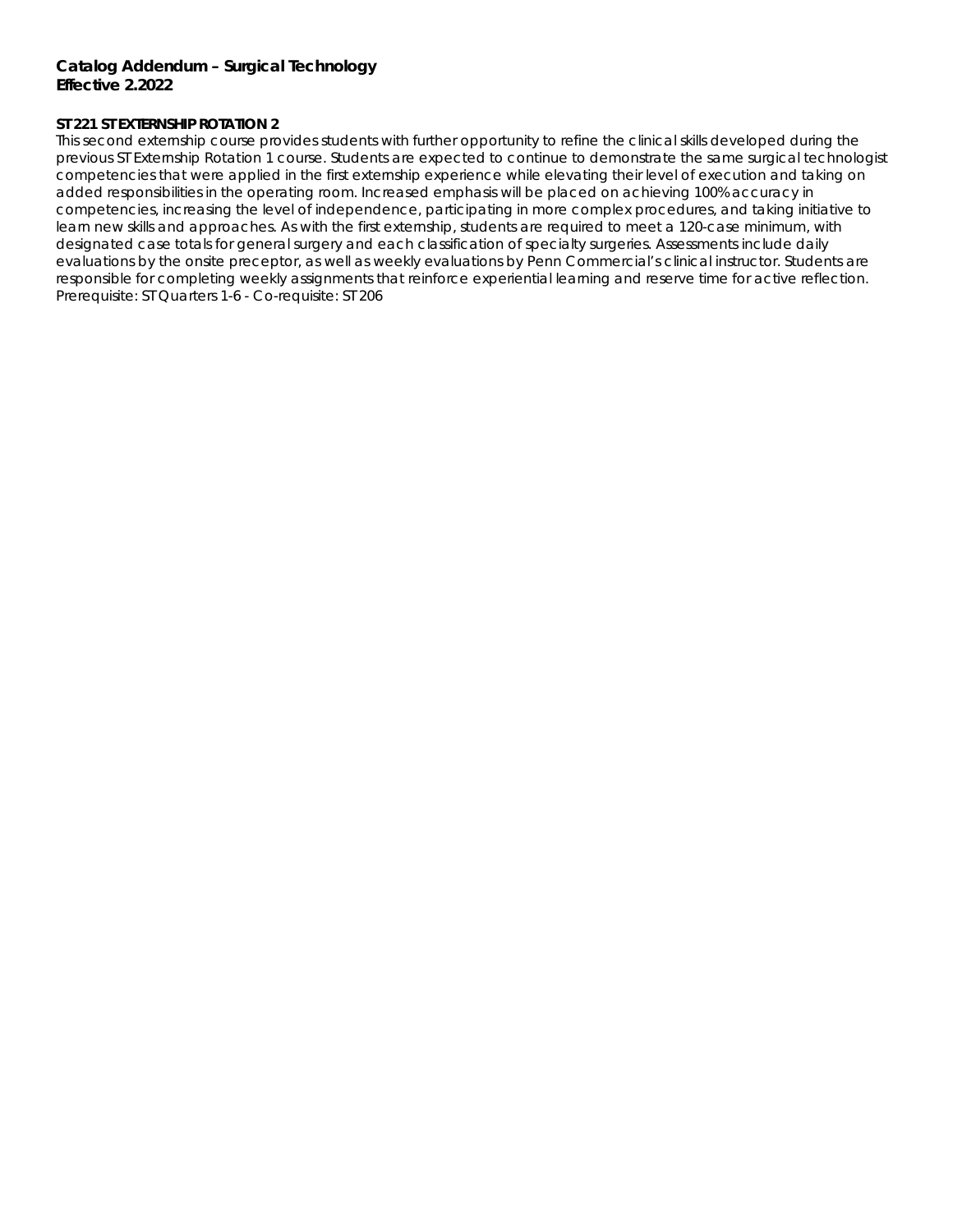**Catalog Addendum – Surgical Technology**
**Effective 2.2022**

**ST221 ST EXTERNSHIP ROTATION 2**

This second externship course provides students with further opportunity to refine the clinical skills developed during the previous ST Externship Rotation 1 course. Students are expected to continue to demonstrate the same surgical technologist competencies that were applied in the first externship experience while elevating their level of execution and taking on added responsibilities in the operating room. Increased emphasis will be placed on achieving 100% accuracy in competencies, increasing the level of independence, participating in more complex procedures, and taking initiative to learn new skills and approaches. As with the first externship, students are required to meet a 120-case minimum, with designated case totals for general surgery and each classification of specialty surgeries. Assessments include daily evaluations by the onsite preceptor, as well as weekly evaluations by Penn Commercial's clinical instructor. Students are responsible for completing weekly assignments that reinforce experiential learning and reserve time for active reflection.
Prerequisite: ST Quarters 1-6 - Co-requisite: ST206